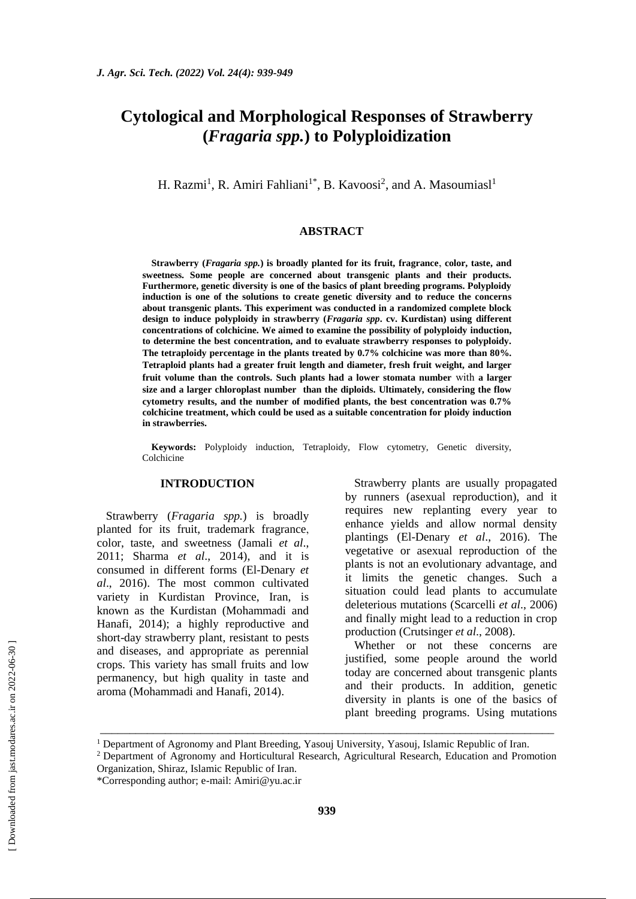# Cytological and Morphological Responses of Strawberry (*Fragaria spp.*) to Polyploidization

H. Razmi[1], R. Amiri Fahliani[1*], B. Kavoosi[2], and A. Masoumiasl[1]

## ABSTRACT

**Strawberry (*Fragaria spp.*) is broadly planted for its fruit, fragrance, color, taste, and sweetness. Some people are concerned about transgenic plants and their products. Furthermore, genetic diversity is one of the basics of plant breeding programs. Polyploidy induction is one of the solutions to create genetic diversity and to reduce the concerns about transgenic plants. This experiment was conducted in a randomized complete block design to induce polyploidy in strawberry (*Fragaria spp*. cv. Kurdistan) using different concentrations of colchicine. We aimed to examine the possibility of polyploidy induction, to determine the best concentration, and to evaluate strawberry responses to polyploidy. The tetraploidy percentage in the plants treated by 0.7% colchicine was more than 80%. Tetraploid plants had a greater fruit length and diameter, fresh fruit weight, and larger fruit volume than the controls. Such plants had a lower stomata number with a larger size and a larger chloroplast number than the diploids. Ultimately, considering the flow cytometry results, and the number of modified plants, the best concentration was 0.7% colchicine treatment, which could be used as a suitable concentration for ploidy induction in strawberries.**

**Keywords:** Polyploidy induction, Tetraploidy, Flow cytometry, Genetic diversity, Colchicine

## INTRODUCTION

Strawberry (*Fragaria spp.*) is broadly planted for its fruit, trademark fragrance, color, taste, and sweetness (Jamali *et al*., 2011; Sharma *et al*., 2014), and it is consumed in different forms (El-Denary *et al*., 2016). The most common cultivated variety in Kurdistan Province, Iran, is known as the Kurdistan (Mohammadi and Hanafi, 2014); a highly reproductive and short-day strawberry plant, resistant to pests and diseases, and appropriate as perennial crops. This variety has small fruits and low permanency, but high quality in taste and aroma (Mohammadi and Hanafi, 2014).

Strawberry plants are usually propagated by runners (asexual reproduction), and it requires new replanting every year to enhance yields and allow normal density plantings (El-Denary *et al*., 2016). The vegetative or asexual reproduction of the plants is not an evolutionary advantage, and it limits the genetic changes. Such a situation could lead plants to accumulate deleterious mutations (Scarcelli *et al*., 2006) and finally might lead to a reduction in crop production (Crutsinger *et al*., 2008).

Whether or not these concerns are justified, some people around the world today are concerned about transgenic plants and their products. In addition, genetic diversity in plants is one of the basics of plant breeding programs. Using mutations

---

[1] Department of Agronomy and Plant Breeding, Yasouj University, Yasouj, Islamic Republic of Iran.

[2] Department of Agronomy and Horticultural Research, Agricultural Research, Education and Promotion Organization, Shiraz, Islamic Republic of Iran.

*Corresponding author; e-mail: Amiri@yu.ac.ir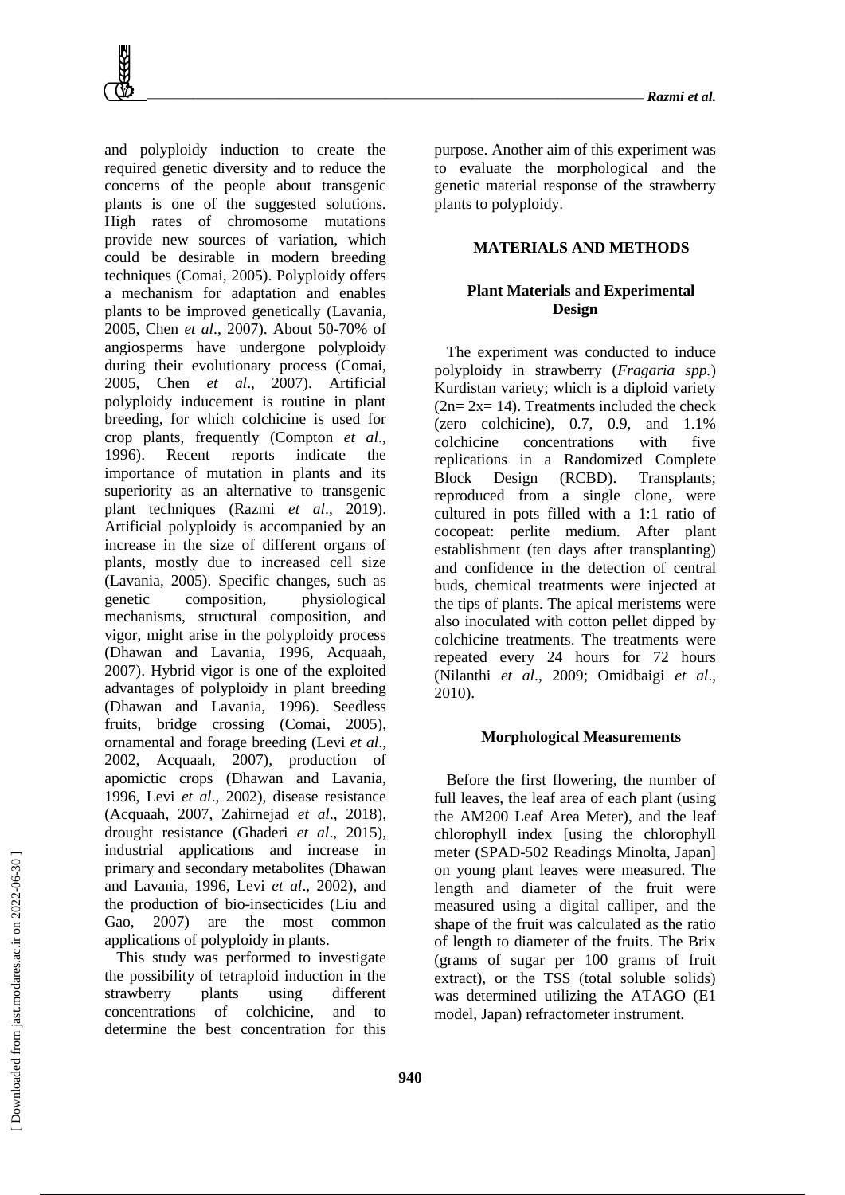and polyploidy induction to create the required genetic diversity and to reduce the concerns of the people about transgenic plants is one of the suggested solutions. High rates of chromosome mutations provide new sources of variation, which could be desirable in modern breeding techniques (Comai, 2005). Polyploidy offers a mechanism for adaptation and enables plants to be improved genetically (Lavania, 2005, Chen *et al*., 2007). About 50-70% of angiosperms have undergone polyploidy during their evolutionary process (Comai, 2005, Chen *et al*., 2007). Artificial polyploidy inducement is routine in plant breeding, for which colchicine is used for crop plants, frequently (Compton *et al*., 1996). Recent reports indicate the importance of mutation in plants and its superiority as an alternative to transgenic plant techniques (Razmi *et al*., 2019). Artificial polyploidy is accompanied by an increase in the size of different organs of plants, mostly due to increased cell size (Lavania, 2005). Specific changes, such as genetic composition, physiological mechanisms, structural composition, and vigor, might arise in the polyploidy process (Dhawan and Lavania, 1996, Acquaah, 2007). Hybrid vigor is one of the exploited advantages of polyploidy in plant breeding (Dhawan and Lavania, 1996). Seedless fruits, bridge crossing (Comai, 2005), ornamental and forage breeding (Levi *et al*., 2002, Acquaah, 2007), production of apomictic crops (Dhawan and Lavania, 1996, Levi *et al*., 2002), disease resistance (Acquaah, 2007, Zahirnejad *et al*., 2018), drought resistance (Ghaderi *et al*., 2015), industrial applications and increase in primary and secondary metabolites (Dhawan and Lavania, 1996, Levi *et al*., 2002), and the production of bio-insecticides (Liu and Gao, 2007) are the most common applications of polyploidy in plants.

This study was performed to investigate the possibility of tetraploid induction in the strawberry plants using different concentrations of colchicine, and to determine the best concentration for this purpose. Another aim of this experiment was to evaluate the morphological and the genetic material response of the strawberry plants to polyploidy.

## MATERIALS AND METHODS

### Plant Materials and Experimental Design

The experiment was conducted to induce polyploidy in strawberry (*Fragaria spp.*) Kurdistan variety; which is a diploid variety ($2n= 2x= 14$). Treatments included the check (zero colchicine), 0.7, 0.9, and 1.1% colchicine concentrations with five replications in a Randomized Complete Block Design (RCBD). Transplants; reproduced from a single clone, were cultured in pots filled with a 1:1 ratio of cocopeat: perlite medium. After plant establishment (ten days after transplanting) and confidence in the detection of central buds, chemical treatments were injected at the tips of plants. The apical meristems were also inoculated with cotton pellet dipped by colchicine treatments. The treatments were repeated every 24 hours for 72 hours (Nilanthi *et al*., 2009; Omidbaigi *et al*., 2010).

### Morphological Measurements

Before the first flowering, the number of full leaves, the leaf area of each plant (using the AM200 Leaf Area Meter), and the leaf chlorophyll index [using the chlorophyll meter (SPAD-502 Readings Minolta, Japan] on young plant leaves were measured. The length and diameter of the fruit were measured using a digital calliper, and the shape of the fruit was calculated as the ratio of length to diameter of the fruits. The Brix (grams of sugar per 100 grams of fruit extract), or the TSS (total soluble solids) was determined utilizing the ATAGO (E1 model, Japan) refractometer instrument.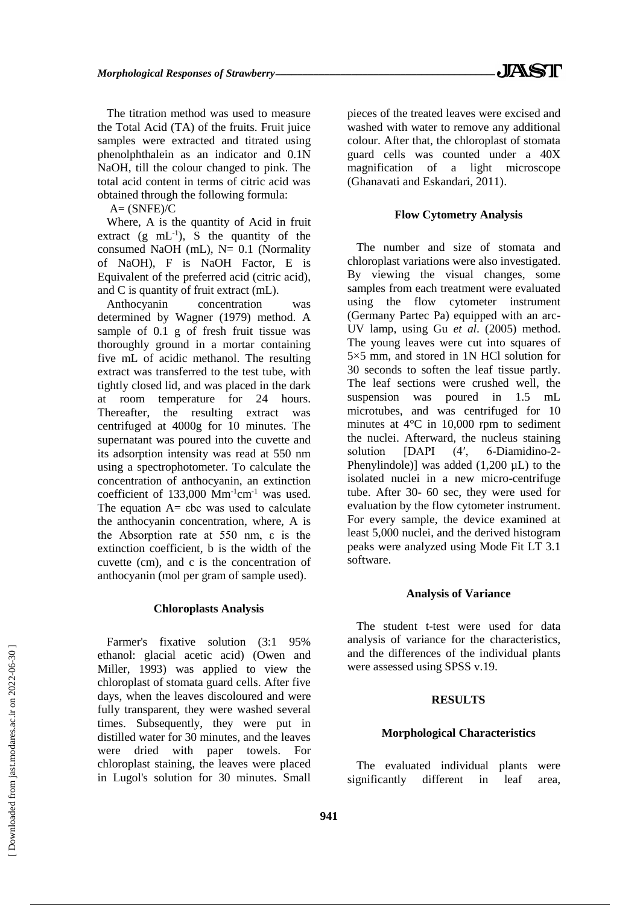The titration method was used to measure the Total Acid (TA) of the fruits. Fruit juice samples were extracted and titrated using phenolphthalein as an indicator and 0.1N NaOH, till the colour changed to pink. The total acid content in terms of citric acid was obtained through the following formula:

$A = (SNFE)/C$

Where, A is the quantity of Acid in fruit extract (g $mL^{-1}$), S the quantity of the consumed NaOH (mL), N= 0.1 (Normality of NaOH), F is NaOH Factor, E is Equivalent of the preferred acid (citric acid), and C is quantity of fruit extract (mL).

Anthocyanin concentration was determined by Wagner (1979) method. A sample of 0.1 g of fresh fruit tissue was thoroughly ground in a mortar containing five mL of acidic methanol. The resulting extract was transferred to the test tube, with tightly closed lid, and was placed in the dark at room temperature for 24 hours. Thereafter, the resulting extract was centrifuged at 4000g for 10 minutes. The supernatant was poured into the cuvette and its adsorption intensity was read at 550 nm using a spectrophotometer. To calculate the concentration of anthocyanin, an extinction coefficient of 133,000 $Mm^{-1}cm^{-1}$ was used. The equation $A = \varepsilon bc$ was used to calculate the anthocyanin concentration, where, A is the Absorption rate at 550 nm, $\varepsilon$ is the extinction coefficient, b is the width of the cuvette (cm), and c is the concentration of anthocyanin (mol per gram of sample used).

### Chloroplasts Analysis

Farmer's fixative solution (3:1 95% ethanol: glacial acetic acid) (Owen and Miller, 1993) was applied to view the chloroplast of stomata guard cells. After five days, when the leaves discoloured and were fully transparent, they were washed several times. Subsequently, they were put in distilled water for 30 minutes, and the leaves were dried with paper towels. For chloroplast staining, the leaves were placed in Lugol's solution for 30 minutes. Small pieces of the treated leaves were excised and washed with water to remove any additional colour. After that, the chloroplast of stomata guard cells was counted under a 40X magnification of a light microscope (Ghanavati and Eskandari, 2011).

### Flow Cytometry Analysis

The number and size of stomata and chloroplast variations were also investigated. By viewing the visual changes, some samples from each treatment were evaluated using the flow cytometer instrument (Germany Partec Pa) equipped with an arc-UV lamp, using Gu *et al*. (2005) method. The young leaves were cut into squares of 5×5 mm, and stored in 1N HCl solution for 30 seconds to soften the leaf tissue partly. The leaf sections were crushed well, the suspension was poured in 1.5 mL microtubes, and was centrifuged for 10 minutes at 4°C in 10,000 rpm to sediment the nuclei. Afterward, the nucleus staining solution [DAPI (4′, 6-Diamidino-2-Phenylindole)] was added (1,200 µL) to the isolated nuclei in a new micro-centrifuge tube. After 30- 60 sec, they were used for evaluation by the flow cytometer instrument. For every sample, the device examined at least 5,000 nuclei, and the derived histogram peaks were analyzed using Mode Fit LT 3.1 software.

### Analysis of Variance

The student t-test were used for data analysis of variance for the characteristics, and the differences of the individual plants were assessed using SPSS v.19.

## RESULTS

### Morphological Characteristics

The evaluated individual plants were significantly different in leaf area,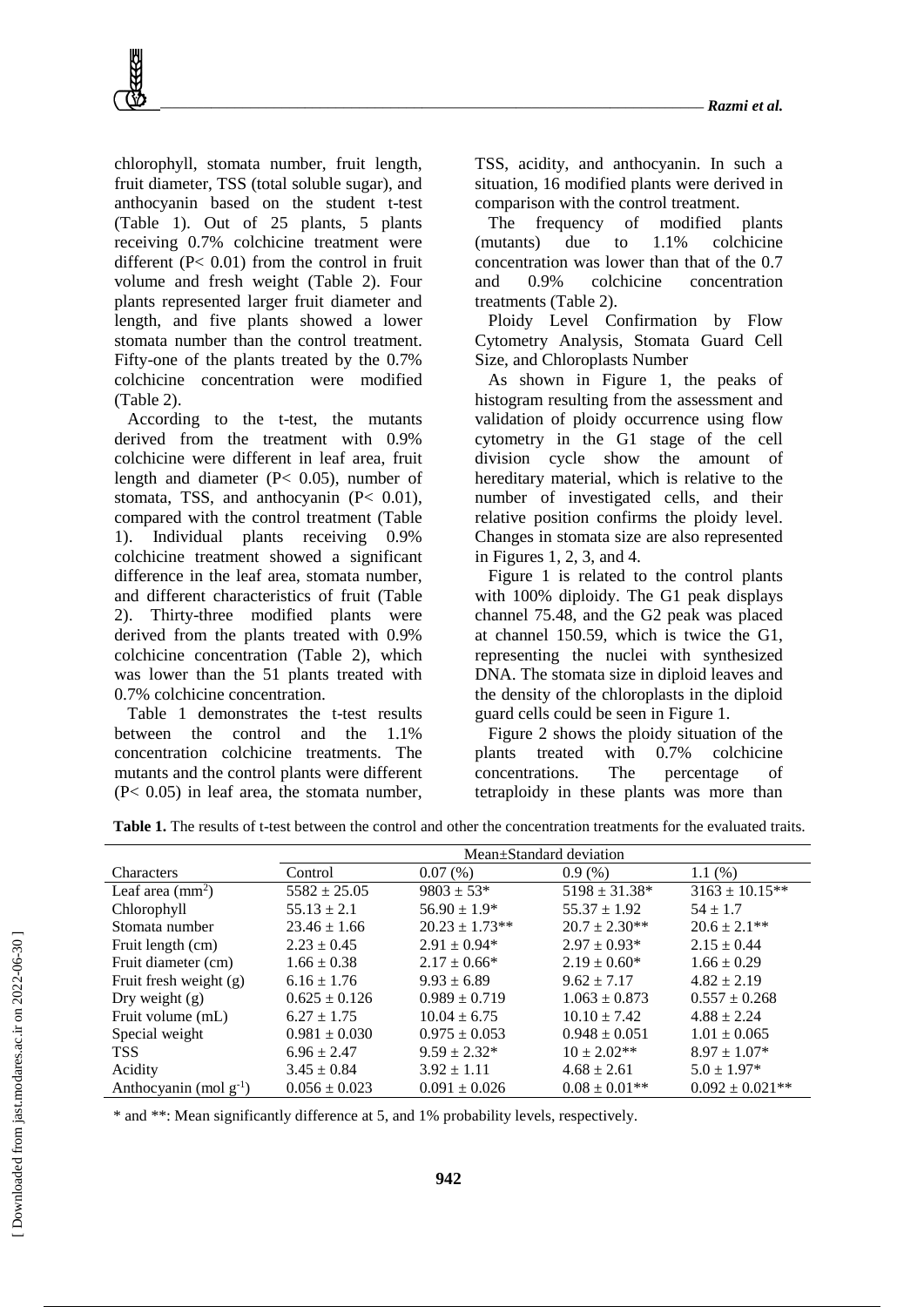chlorophyll, stomata number, fruit length, fruit diameter, TSS (total soluble sugar), and anthocyanin based on the student t-test (Table 1). Out of 25 plants, 5 plants receiving 0.7% colchicine treatment were different ($P < 0.01$) from the control in fruit volume and fresh weight (Table 2). Four plants represented larger fruit diameter and length, and five plants showed a lower stomata number than the control treatment. Fifty-one of the plants treated by the 0.7% colchicine concentration were modified (Table 2).

According to the t-test, the mutants derived from the treatment with 0.9% colchicine were different in leaf area, fruit length and diameter ($P < 0.05$), number of stomata, TSS, and anthocyanin ($P < 0.01$), compared with the control treatment (Table 1). Individual plants receiving 0.9% colchicine treatment showed a significant difference in the leaf area, stomata number, and different characteristics of fruit (Table 2). Thirty-three modified plants were derived from the plants treated with 0.9% colchicine concentration (Table 2), which was lower than the 51 plants treated with 0.7% colchicine concentration.

Table 1 demonstrates the t-test results between the control and the 1.1% concentration colchicine treatments. The mutants and the control plants were different ($P < 0.05$) in leaf area, the stomata number, TSS, acidity, and anthocyanin. In such a situation, 16 modified plants were derived in comparison with the control treatment.

The frequency of modified plants (mutants) due to 1.1% colchicine concentration was lower than that of the 0.7 and 0.9% colchicine concentration treatments (Table 2).

Ploidy Level Confirmation by Flow Cytometry Analysis, Stomata Guard Cell Size, and Chloroplasts Number

As shown in Figure 1, the peaks of histogram resulting from the assessment and validation of ploidy occurrence using flow cytometry in the G1 stage of the cell division cycle show the amount of hereditary material, which is relative to the number of investigated cells, and their relative position confirms the ploidy level. Changes in stomata size are also represented in Figures 1, 2, 3, and 4.

Figure 1 is related to the control plants with 100% diploidy. The G1 peak displays channel 75.48, and the G2 peak was placed at channel 150.59, which is twice the G1, representing the nuclei with synthesized DNA. The stomata size in diploid leaves and the density of the chloroplasts in the diploid guard cells could be seen in Figure 1.

Figure 2 shows the ploidy situation of the plants treated with 0.7% colchicine concentrations. The percentage of tetraploidy in these plants was more than

**Table 1.** The results of t-test between the control and other the concentration treatments for the evaluated traits.

| | Mean±Standard deviation | | | |
|---|---|---|---|---|
| Characters | Control | 0.07 (%) | 0.9 (%) | 1.1 (%) |
| Leaf area ($mm^2$) | 5582 ± 25.05 | 9803 ± 53* | 5198 ± 31.38* | 3163 ± 10.15** |
| Chlorophyll | 55.13 ± 2.1 | 56.90 ± 1.9* | 55.37 ± 1.92 | 54 ± 1.7 |
| Stomata number | 23.46 ± 1.66 | 20.23 ± 1.73** | 20.7 ± 2.30** | 20.6 ± 2.1** |
| Fruit length (cm) | 2.23 ± 0.45 | 2.91 ± 0.94* | 2.97 ± 0.93* | 2.15 ± 0.44 |
| Fruit diameter (cm) | 1.66 ± 0.38 | 2.17 ± 0.66* | 2.19 ± 0.60* | 1.66 ± 0.29 |
| Fruit fresh weight (g) | 6.16 ± 1.76 | 9.93 ± 6.89 | 9.62 ± 7.17 | 4.82 ± 2.19 |
| Dry weight (g) | 0.625 ± 0.126 | 0.989 ± 0.719 | 1.063 ± 0.873 | 0.557 ± 0.268 |
| Fruit volume (mL) | 6.27 ± 1.75 | 10.04 ± 6.75 | 10.10 ± 7.42 | 4.88 ± 2.24 |
| Special weight | 0.981 ± 0.030 | 0.975 ± 0.053 | 0.948 ± 0.051 | 1.01 ± 0.065 |
| TSS | 6.96 ± 2.47 | 9.59 ± 2.32* | 10 ± 2.02** | 8.97 ± 1.07* |
| Acidity | 3.45 ± 0.84 | 3.92 ± 1.11 | 4.68 ± 2.61 | 5.0 ± 1.97* |
| Anthocyanin (mol $g^{-1}$) | 0.056 ± 0.023 | 0.091 ± 0.026 | 0.08 ± 0.01** | 0.092 ± 0.021** |

* and **: Mean significantly difference at 5, and 1% probability levels, respectively.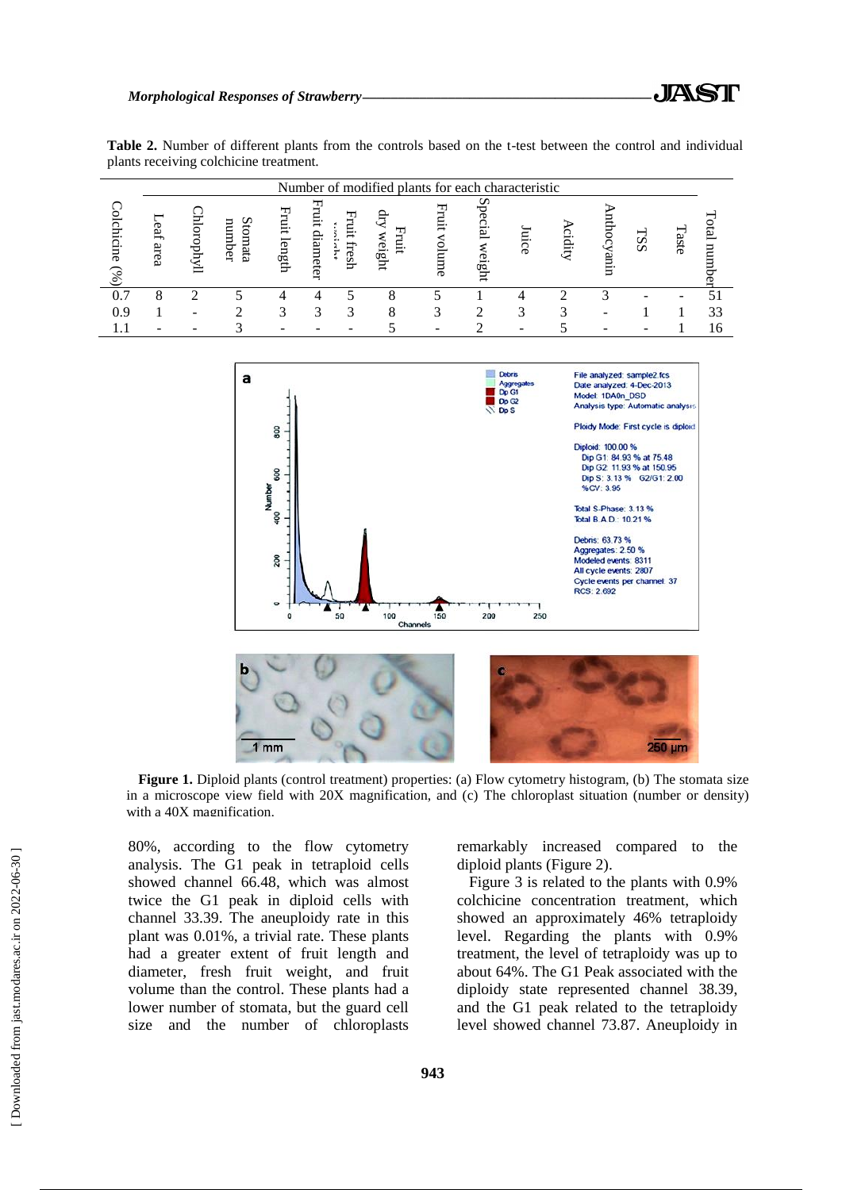**Table 2.** Number of different plants from the controls based on the t-test between the control and individual plants receiving colchicine treatment.

| Colchicine (%) | Number of modified plants for each characteristic | | | | | | | | | | | | | | Total number |
|---|---|---|---|---|---|---|---|---|---|---|---|---|---|---|---|
| | Leaf area | Chlorophyll | Stomata number | Fruit length | Fruit diameter | Fruit fresh weight | Fruit dry weight | Fruit volume | Special weight | Juice | Acidity | Anthocyanin | TSS | Taste | |
| 0.7 | 8 | 2 | 5 | 4 | 4 | 5 | 8 | 5 | 1 | 4 | 2 | 3 | - | - | 51 |
| 0.9 | 1 | - | 2 | 3 | 3 | 3 | 8 | 3 | 2 | 3 | 3 | - | 1 | 1 | 33 |
| 1.1 | - | - | 3 | - | - | - | 5 | - | 2 | - | 5 | - | - | 1 | 16 |

**Figure 1.** Diploid plants (control treatment) properties: (a) Flow cytometry histogram, (b) The stomata size in a microscope view field with 20X magnification, and (c) The chloroplast situation (number or density) with a 40X magnification.

80%, according to the flow cytometry analysis. The G1 peak in tetraploid cells showed channel 66.48, which was almost twice the G1 peak in diploid cells with channel 33.39. The aneuploidy rate in this plant was 0.01%, a trivial rate. These plants had a greater extent of fruit length and diameter, fresh fruit weight, and fruit volume than the control. These plants had a lower number of stomata, but the guard cell size and the number of chloroplasts remarkably increased compared to the diploid plants (Figure 2).

Figure 3 is related to the plants with 0.9% colchicine concentration treatment, which showed an approximately 46% tetraploidy level. Regarding the plants with 0.9% treatment, the level of tetraploidy was up to about 64%. The G1 Peak associated with the diploidy state represented channel 38.39, and the G1 peak related to the tetraploidy level showed channel 73.87. Aneuploidy in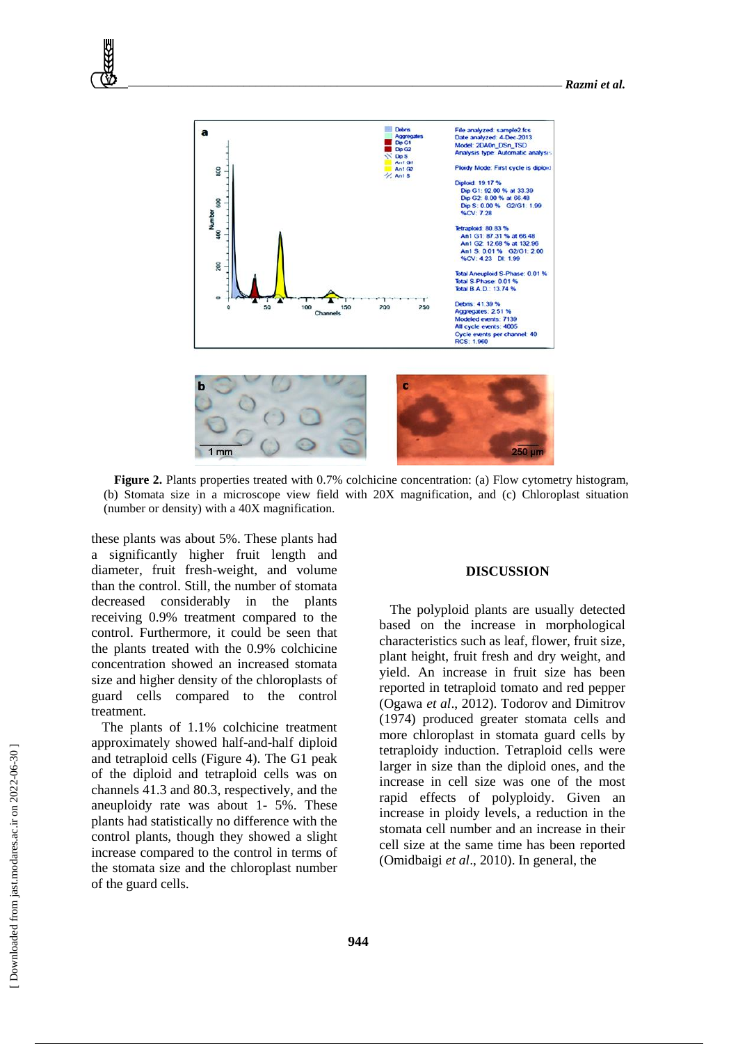**Figure 2.** Plants properties treated with 0.7% colchicine concentration: (a) Flow cytometry histogram, (b) Stomata size in a microscope view field with 20X magnification, and (c) Chloroplast situation (number or density) with a 40X magnification.

these plants was about 5%. These plants had a significantly higher fruit length and diameter, fruit fresh-weight, and volume than the control. Still, the number of stomata decreased considerably in the plants receiving 0.9% treatment compared to the control. Furthermore, it could be seen that the plants treated with the 0.9% colchicine concentration showed an increased stomata size and higher density of the chloroplasts of guard cells compared to the control treatment.

The plants of 1.1% colchicine treatment approximately showed half-and-half diploid and tetraploid cells (Figure 4). The G1 peak of the diploid and tetraploid cells was on channels 41.3 and 80.3, respectively, and the aneuploidy rate was about 1- 5%. These plants had statistically no difference with the control plants, though they showed a slight increase compared to the control in terms of the stomata size and the chloroplast number of the guard cells.

## DISCUSSION

The polyploid plants are usually detected based on the increase in morphological characteristics such as leaf, flower, fruit size, plant height, fruit fresh and dry weight, and yield. An increase in fruit size has been reported in tetraploid tomato and red pepper (Ogawa *et al*., 2012). Todorov and Dimitrov (1974) produced greater stomata cells and more chloroplast in stomata guard cells by tetraploidy induction. Tetraploid cells were larger in size than the diploid ones, and the increase in cell size was one of the most rapid effects of polyploidy. Given an increase in ploidy levels, a reduction in the stomata cell number and an increase in their cell size at the same time has been reported (Omidbaigi *et al*., 2010). In general, the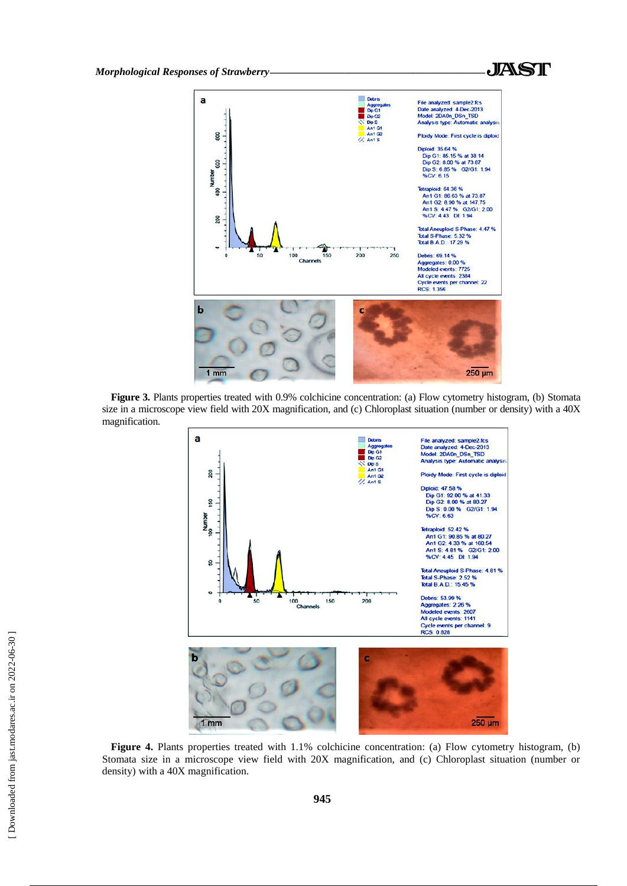**Figure 3.** Plants properties treated with 0.9% colchicine concentration: (a) Flow cytometry histogram, (b) Stomata size in a microscope view field with 20X magnification, and (c) Chloroplast situation (number or density) with a 40X magnification.

**Figure 4.** Plants properties treated with 1.1% colchicine concentration: (a) Flow cytometry histogram, (b) Stomata size in a microscope view field with 20X magnification, and (c) Chloroplast situation (number or density) with a 40X magnification.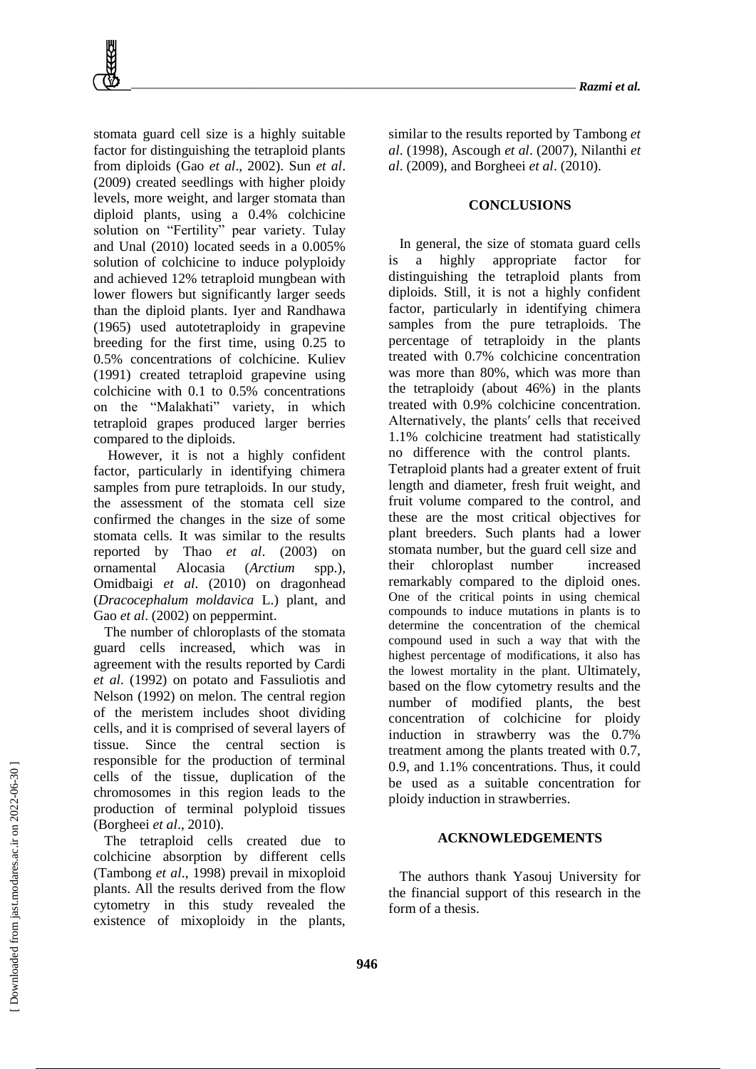stomata guard cell size is a highly suitable factor for distinguishing the tetraploid plants from diploids (Gao *et al*., 2002). Sun *et al*. (2009) created seedlings with higher ploidy levels, more weight, and larger stomata than diploid plants, using a 0.4% colchicine solution on "Fertility" pear variety. Tulay and Unal (2010) located seeds in a 0.005% solution of colchicine to induce polyploidy and achieved 12% tetraploid mungbean with lower flowers but significantly larger seeds than the diploid plants. Iyer and Randhawa (1965) used autotetraploidy in grapevine breeding for the first time, using 0.25 to 0.5% concentrations of colchicine. Kuliev (1991) created tetraploid grapevine using colchicine with 0.1 to 0.5% concentrations on the "Malakhati" variety, in which tetraploid grapes produced larger berries compared to the diploids.

However, it is not a highly confident factor, particularly in identifying chimera samples from pure tetraploids. In our study, the assessment of the stomata cell size confirmed the changes in the size of some stomata cells. It was similar to the results reported by Thao *et al*. (2003) on ornamental Alocasia (*Arctium* spp.), Omidbaigi *et al*. (2010) on dragonhead (*Dracocephalum moldavica* L.) plant, and Gao *et al*. (2002) on peppermint.

The number of chloroplasts of the stomata guard cells increased, which was in agreement with the results reported by Cardi *et al*. (1992) on potato and Fassuliotis and Nelson (1992) on melon. The central region of the meristem includes shoot dividing cells, and it is comprised of several layers of tissue. Since the central section is responsible for the production of terminal cells of the tissue, duplication of the chromosomes in this region leads to the production of terminal polyploid tissues (Borgheei *et al*., 2010).

The tetraploid cells created due to colchicine absorption by different cells (Tambong *et al*., 1998) prevail in mixoploid plants. All the results derived from the flow cytometry in this study revealed the existence of mixoploidy in the plants, similar to the results reported by Tambong *et al*. (1998), Ascough *et al*. (2007), Nilanthi *et al*. (2009), and Borgheei *et al*. (2010).

## CONCLUSIONS

In general, the size of stomata guard cells is a highly appropriate factor for distinguishing the tetraploid plants from diploids. Still, it is not a highly confident factor, particularly in identifying chimera samples from the pure tetraploids. The percentage of tetraploidy in the plants treated with 0.7% colchicine concentration was more than 80%, which was more than the tetraploidy (about 46%) in the plants treated with 0.9% colchicine concentration. Alternatively, the plants′ cells that received 1.1% colchicine treatment had statistically no difference with the control plants. Tetraploid plants had a greater extent of fruit length and diameter, fresh fruit weight, and fruit volume compared to the control, and these are the most critical objectives for plant breeders. Such plants had a lower stomata number, but the guard cell size and their chloroplast number increased remarkably compared to the diploid ones. One of the critical points in using chemical compounds to induce mutations in plants is to determine the concentration of the chemical compound used in such a way that with the highest percentage of modifications, it also has the lowest mortality in the plant. Ultimately, based on the flow cytometry results and the number of modified plants, the best concentration of colchicine for ploidy induction in strawberry was the 0.7% treatment among the plants treated with 0.7, 0.9, and 1.1% concentrations. Thus, it could be used as a suitable concentration for ploidy induction in strawberries.

## ACKNOWLEDGEMENTS

The authors thank Yasouj University for the financial support of this research in the form of a thesis.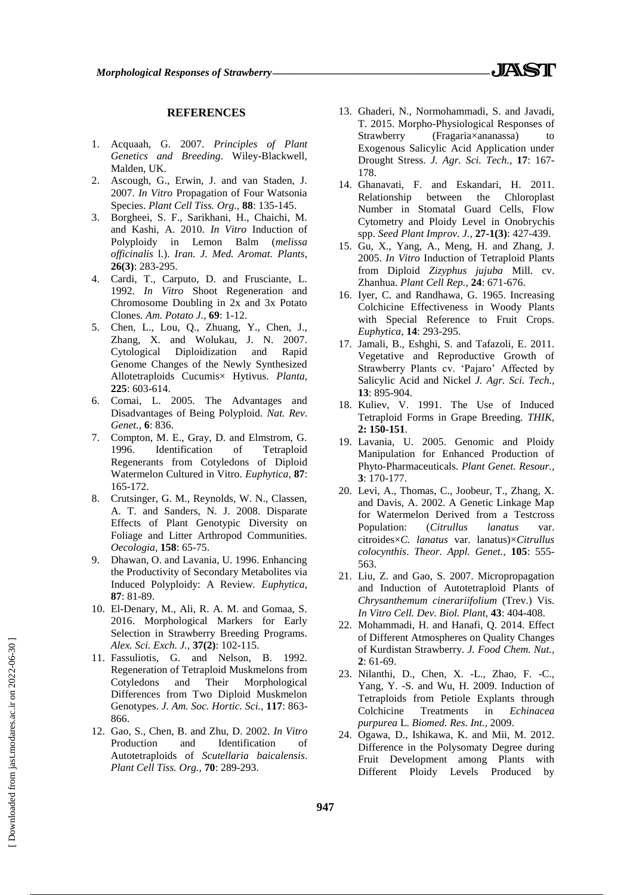## REFERENCES

1. Acquaah, G. 2007. *Principles of Plant Genetics and Breeding*. Wiley-Blackwell, Malden, UK.
2. Ascough, G., Erwin, J. and van Staden, J. 2007. *In Vitro* Propagation of Four Watsonia Species. *Plant Cell Tiss. Org.,* **88**: 135-145.
3. Borgheei, S. F., Sarikhani, H., Chaichi, M. and Kashi, A. 2010. *In Vitro* Induction of Polyploidy in Lemon Balm (*melissa officinalis* l.). *Iran. J. Med. Aromat. Plants,* **26(3)**: 283-295.
4. Cardi, T., Carputo, D. and Frusciante, L. 1992. *In Vitro* Shoot Regeneration and Chromosome Doubling in 2x and 3x Potato Clones. *Am. Potato J.,* **69**: 1-12.
5. Chen, L., Lou, Q., Zhuang, Y., Chen, J., Zhang, X. and Wolukau, J. N. 2007. Cytological Diploidization and Rapid Genome Changes of the Newly Synthesized Allotetraploids Cucumis× Hytivus. *Planta,* **225**: 603-614.
6. Comai, L. 2005. The Advantages and Disadvantages of Being Polyploid. *Nat. Rev. Genet.,* **6**: 836.
7. Compton, M. E., Gray, D. and Elmstrom, G. 1996. Identification of Tetraploid Regenerants from Cotyledons of Diploid Watermelon Cultured in Vitro. *Euphytica,* **87**: 165-172.
8. Crutsinger, G. M., Reynolds, W. N., Classen, A. T. and Sanders, N. J. 2008. Disparate Effects of Plant Genotypic Diversity on Foliage and Litter Arthropod Communities. *Oecologia,* **158**: 65-75.
9. Dhawan, O. and Lavania, U. 1996. Enhancing the Productivity of Secondary Metabolites via Induced Polyploidy: A Review. *Euphytica,* **87**: 81-89.
10. El-Denary, M., Ali, R. A. M. and Gomaa, S. 2016. Morphological Markers for Early Selection in Strawberry Breeding Programs. *Alex. Sci. Exch. J.,* **37(2)**: 102-115.
11. Fassuliotis, G. and Nelson, B. 1992. Regeneration of Tetraploid Muskmelons from Cotyledons and Their Morphological Differences from Two Diploid Muskmelon Genotypes. *J. Am. Soc. Hortic. Sci.,* **117**: 863-866.
12. Gao, S., Chen, B. and Zhu, D. 2002. *In Vitro* Production and Identification of Autotetraploids of *Scutellaria baicalensis*. *Plant Cell Tiss. Org.,* **70**: 289-293.
13. Ghaderi, N., Normohammadi, S. and Javadi, T. 2015. Morpho-Physiological Responses of Strawberry (Fragaria×ananassa) to Exogenous Salicylic Acid Application under Drought Stress. *J. Agr. Sci. Tech.,* **17**: 167-178.
14. Ghanavati, F. and Eskandari, H. 2011. Relationship between the Chloroplast Number in Stomatal Guard Cells, Flow Cytometry and Ploidy Level in Onobrychis spp. *Seed Plant Improv. J.,* **27-1(3)**: 427-439.
15. Gu, X., Yang, A., Meng, H. and Zhang, J. 2005. *In Vitro* Induction of Tetraploid Plants from Diploid *Zizyphus jujuba* Mill. cv. Zhanhua. *Plant Cell Rep.,* **24**: 671-676.
16. Iyer, C. and Randhawa, G. 1965. Increasing Colchicine Effectiveness in Woody Plants with Special Reference to Fruit Crops. *Euphytica,* **14**: 293-295.
17. Jamali, B., Eshghi, S. and Tafazoli, E. 2011. Vegetative and Reproductive Growth of Strawberry Plants cv. 'Pajaro' Affected by Salicylic Acid and Nickel *J. Agr. Sci. Tech.,* **13**: 895-904.
18. Kuliev, V. 1991. The Use of Induced Tetraploid Forms in Grape Breeding. *THIK,* **2: 150-151**.
19. Lavania, U. 2005. Genomic and Ploidy Manipulation for Enhanced Production of Phyto-Pharmaceuticals. *Plant Genet. Resour.,* **3**: 170-177.
20. Levi, A., Thomas, C., Joobeur, T., Zhang, X. and Davis, A. 2002. A Genetic Linkage Map for Watermelon Derived from a Testcross Population: (*Citrullus lanatus* var. citroides×*C. lanatus* var. lanatus)×*Citrullus colocynthis*. *Theor. Appl. Genet.,* **105**: 555-563.
21. Liu, Z. and Gao, S. 2007. Micropropagation and Induction of Autotetraploid Plants of *Chrysanthemum cinerariifolium* (Trev.) Vis. *In Vitro Cell. Dev. Biol. Plant,* **43**: 404-408.
22. Mohammadi, H. and Hanafi, Q. 2014. Effect of Different Atmospheres on Quality Changes of Kurdistan Strawberry. *J. Food Chem. Nut.,* **2**: 61-69.
23. Nilanthi, D., Chen, X. -L., Zhao, F. -C., Yang, Y. -S. and Wu, H. 2009. Induction of Tetraploids from Petiole Explants through Colchicine Treatments in *Echinacea purpurea* L. *Biomed. Res. Int.,* 2009.
24. Ogawa, D., Ishikawa, K. and Mii, M. 2012. Difference in the Polysomaty Degree during Fruit Development among Plants with Different Ploidy Levels Produced by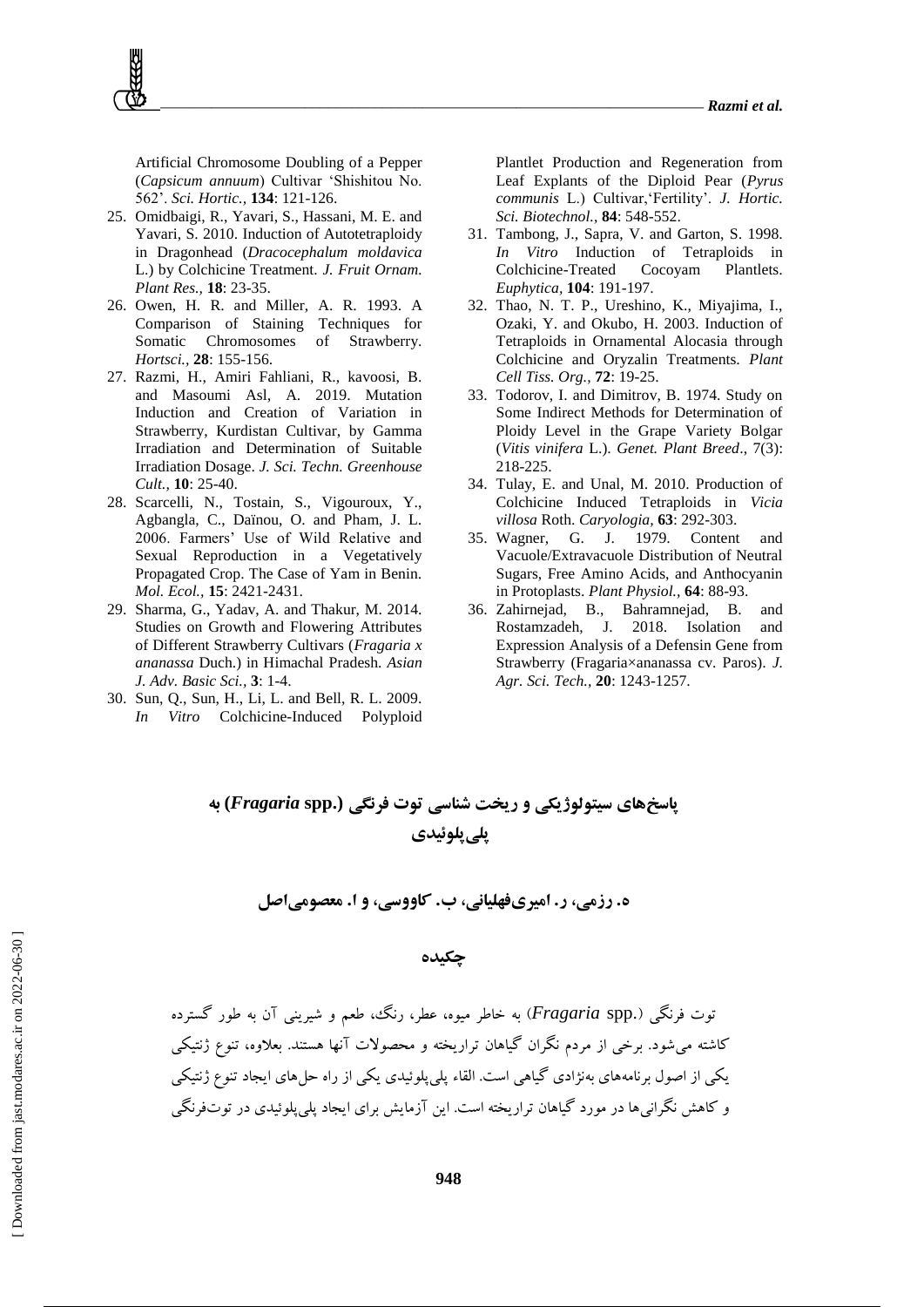Artificial Chromosome Doubling of a Pepper (*Capsicum annuum*) Cultivar 'Shishitou No. 562'. *Sci. Hortic.*, **134**: 121-126.

25. Omidbaigi, R., Yavari, S., Hassani, M. E. and Yavari, S. 2010. Induction of Autotetraploidy in Dragonhead (*Dracocephalum moldavica* L.) by Colchicine Treatment. *J. Fruit Ornam. Plant Res.*, **18**: 23-35.
26. Owen, H. R. and Miller, A. R. 1993. A Comparison of Staining Techniques for Somatic Chromosomes of Strawberry. *Hortsci.*, **28**: 155-156.
27. Razmi, H., Amiri Fahliani, R., kavoosi, B. and Masoumi Asl, A. 2019. Mutation Induction and Creation of Variation in Strawberry, Kurdistan Cultivar, by Gamma Irradiation and Determination of Suitable Irradiation Dosage. *J. Sci. Techn. Greenhouse Cult.*, **10**: 25-40.
28. Scarcelli, N., Tostain, S., Vigouroux, Y., Agbangla, C., Daïnou, O. and Pham, J. L. 2006. Farmers' Use of Wild Relative and Sexual Reproduction in a Vegetatively Propagated Crop. The Case of Yam in Benin. *Mol. Ecol.*, **15**: 2421-2431.
29. Sharma, G., Yadav, A. and Thakur, M. 2014. Studies on Growth and Flowering Attributes of Different Strawberry Cultivars (*Fragaria x ananassa* Duch.) in Himachal Pradesh. *Asian J. Adv. Basic Sci.*, **3**: 1-4.
30. Sun, Q., Sun, H., Li, L. and Bell, R. L. 2009. *In Vitro* Colchicine-Induced Polyploid Plantlet Production and Regeneration from Leaf Explants of the Diploid Pear (*Pyrus communis* L.) Cultivar,'Fertility'. *J. Hortic. Sci. Biotechnol.*, **84**: 548-552.
31. Tambong, J., Sapra, V. and Garton, S. 1998. *In Vitro* Induction of Tetraploids in Colchicine-Treated Cocoyam Plantlets. *Euphytica*, **104**: 191-197.
32. Thao, N. T. P., Ureshino, K., Miyajima, I., Ozaki, Y. and Okubo, H. 2003. Induction of Tetraploids in Ornamental Alocasia through Colchicine and Oryzalin Treatments. *Plant Cell Tiss. Org.*, **72**: 19-25.
33. Todorov, I. and Dimitrov, B. 1974. Study on Some Indirect Methods for Determination of Ploidy Level in the Grape Variety Bolgar (*Vitis vinifera* L.). *Genet. Plant Breed*., 7(3): 218-225.
34. Tulay, E. and Unal, M. 2010. Production of Colchicine Induced Tetraploids in *Vicia villosa* Roth. *Caryologia*, **63**: 292-303.
35. Wagner, G. J. 1979. Content and Vacuole/Extravacuole Distribution of Neutral Sugars, Free Amino Acids, and Anthocyanin in Protoplasts. *Plant Physiol.*, **64**: 88-93.
36. Zahirnejad, B., Bahramnejad, B. and Rostamzadeh, J. 2018. Isolation and Expression Analysis of a Defensin Gene from Strawberry (Fragaria×ananassa cv. Paros). *J. Agr. Sci. Tech.*, **20**: 1243-1257.

# پاسخ‌های سیتولوژیکی و ریخت شناسی توت فرنگی (*Fragaria* spp.) به پلی‌پلوئیدی

**ه. رزمی، ر. امیری‌فهلیانی، ب. کاووسی، و ا. معصومی‌اصل**

## چکیده

توت فرنگی (*Fragaria* spp.) به خاطر میوه، عطر، رنگ، طعم و شیرینی آن به طور گسترده کاشته می‌شود. برخی از مردم نگران گیاهان تراریخته و محصولات آنها هستند. بعلاوه، تنوع ژنتیکی یکی از اصول برنامه‌های به‌نژادی گیاهی است. القاء پلی‌پلوئیدی یکی از راه حل‌های ایجاد تنوع ژنتیکی و کاهش نگرانی‌ها در مورد گیاهان تراریخته است. این آزمایش برای ایجاد پلی‌پلوئیدی در توت‌فرنگی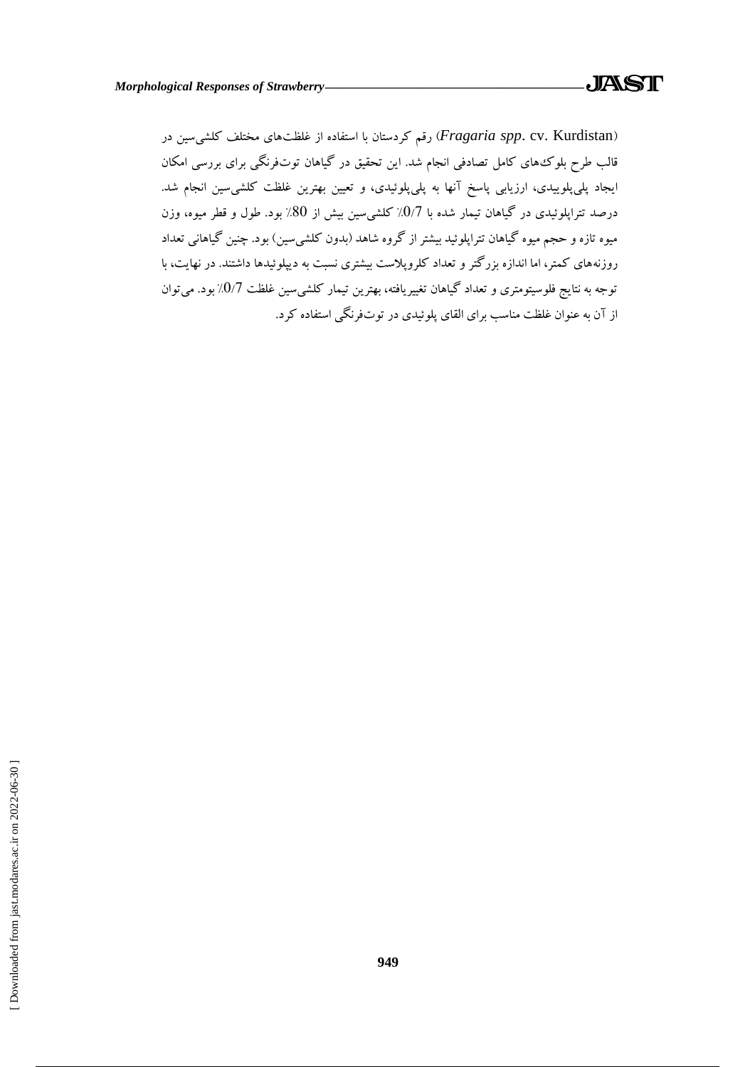(*Fragaria spp*. cv. Kurdistan) رقم کردستان با استفاده از غلظت‌های مختلف کلشی‌سین در قالب طرح بلوک‌های کامل تصادفی انجام شد. این تحقیق در گیاهان توت‌فرنگی برای بررسی امکان ایجاد پلی‌پلوییدی، ارزیابی پاسخ آنها به پلی‌پلوئیدی، و تعیین بهترین غلظت کلشی‌سین انجام شد. درصد تتراپلوئیدی در گیاهان تیمار شده با 0/7٪ کلشی‌سین بیش از 80٪ بود. طول و قطر میوه، وزن میوه تازه و حجم میوه گیاهان تتراپلوئید بیشتر از گروه شاهد (بدون کلشی‌سین) بود. چنین گیاهانی تعداد روزنه‌های کمتر، اما اندازه بزرگتر و تعداد کلروپلاست بیشتری نسبت به دیپلوئیدها داشتند. در نهایت، با توجه به نتایج فلوسیتومتری و تعداد گیاهان تغییریافته، بهترین تیمار کلشی‌سین غلظت 0/7٪ بود. می‌توان از آن به عنوان غلظت مناسب برای القای پلوئیدی در توت‌فرنگی استفاده کرد.